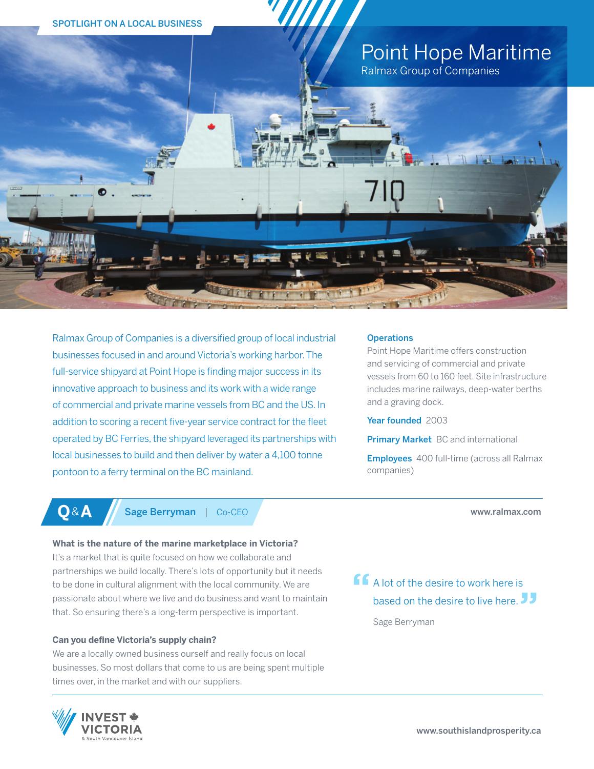SPOTLIGHT ON A LOCAL BUSINESS

# Point Hope Maritime

Ralmax Group of Companies

Ralmax Group of Companies is a diversified group of local industrial businesses focused in and around Victoria's working harbor. The full-service shipyard at Point Hope is finding major success in its innovative approach to business and its work with a wide range of commercial and private marine vessels from BC and the US. In addition to scoring a recent five-year service contract for the fleet operated by BC Ferries, the shipyard leveraged its partnerships with local businesses to build and then deliver by water a 4,100 tonne pontoon to a ferry terminal on the BC mainland.

**Operations**
Point Hope Maritime offers construction and servicing of commercial and private vessels from 60 to 160 feet. Site infrastructure includes marine railways, deep-water berths and a graving dock.

**Year founded** 2003

**Primary Market** BC and international

**Employees** 400 full-time (across all Ralmax companies)

## Q&A — Sage Berryman | Co-CEO

www.ralmax.com

**What is the nature of the marine marketplace in Victoria?**
It's a market that is quite focused on how we collaborate and partnerships we build locally. There's lots of opportunity but it needs to be done in cultural alignment with the local community. We are passionate about where we live and do business and want to maintain that. So ensuring there's a long-term perspective is important.

**Can you define Victoria's supply chain?**
We are a locally owned business ourself and really focus on local businesses. So most dollars that come to us are being spent multiple times over, in the market and with our suppliers.

> "A lot of the desire to work here is based on the desire to live here."
>
> Sage Berryman

INVEST VICTORIA & South Vancouver Island

www.southislandprosperity.ca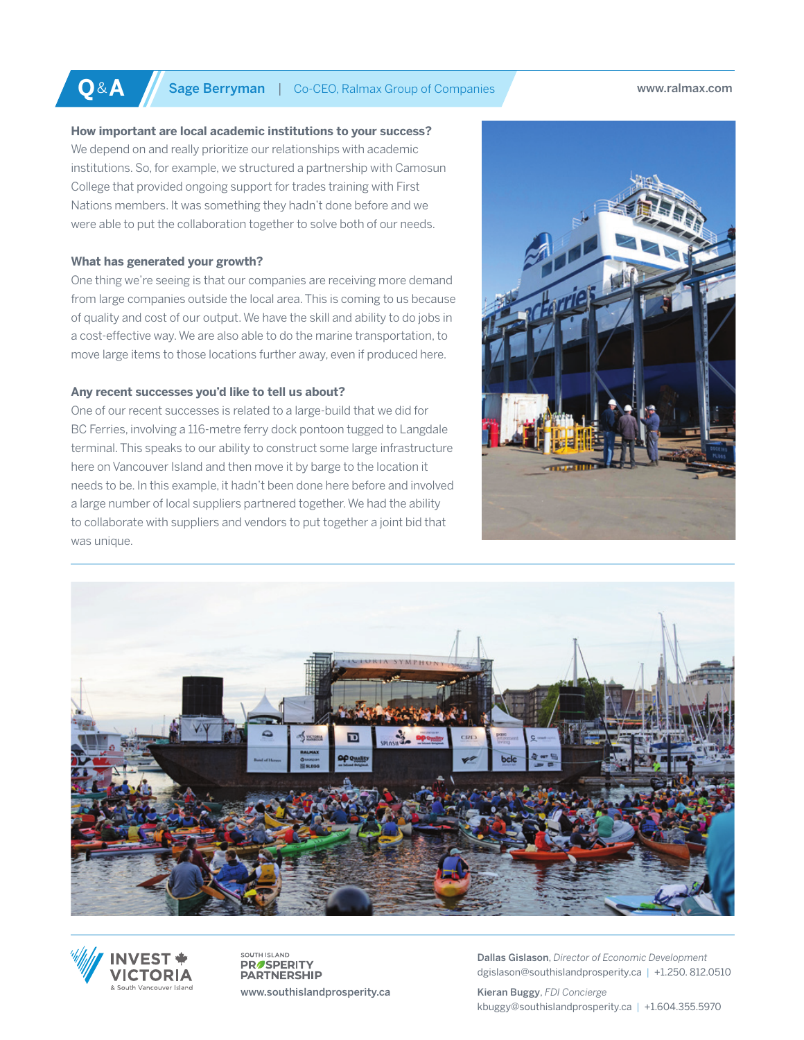# Q&A | Sage Berryman | Co-CEO, Ralmax Group of Companies

www.ralmax.com

**How important are local academic institutions to your success?**

We depend on and really prioritize our relationships with academic institutions. So, for example, we structured a partnership with Camosun College that provided ongoing support for trades training with First Nations members. It was something they hadn't done before and we were able to put the collaboration together to solve both of our needs.

**What has generated your growth?**

One thing we're seeing is that our companies are receiving more demand from large companies outside the local area. This is coming to us because of quality and cost of our output. We have the skill and ability to do jobs in a cost-effective way. We are also able to do the marine transportation, to move large items to those locations further away, even if produced here.

**Any recent successes you'd like to tell us about?**

One of our recent successes is related to a large-build that we did for BC Ferries, involving a 116-metre ferry dock pontoon tugged to Langdale terminal. This speaks to our ability to construct some large infrastructure here on Vancouver Island and then move it by barge to the location it needs to be. In this example, it hadn't been done here before and involved a large number of local suppliers partnered together. We had the ability to collaborate with suppliers and vendors to put together a joint bid that was unique.

INVEST VICTORIA & South Vancouver Island

SOUTH ISLAND PROSPERITY PARTNERSHIP
www.southislandprosperity.ca

**Dallas Gislason**, *Director of Economic Development*
dgislason@southislandprosperity.ca | +1.250. 812.0510

**Kieran Buggy**, *FDI Concierge*
kbuggy@southislandprosperity.ca | +1.604.355.5970